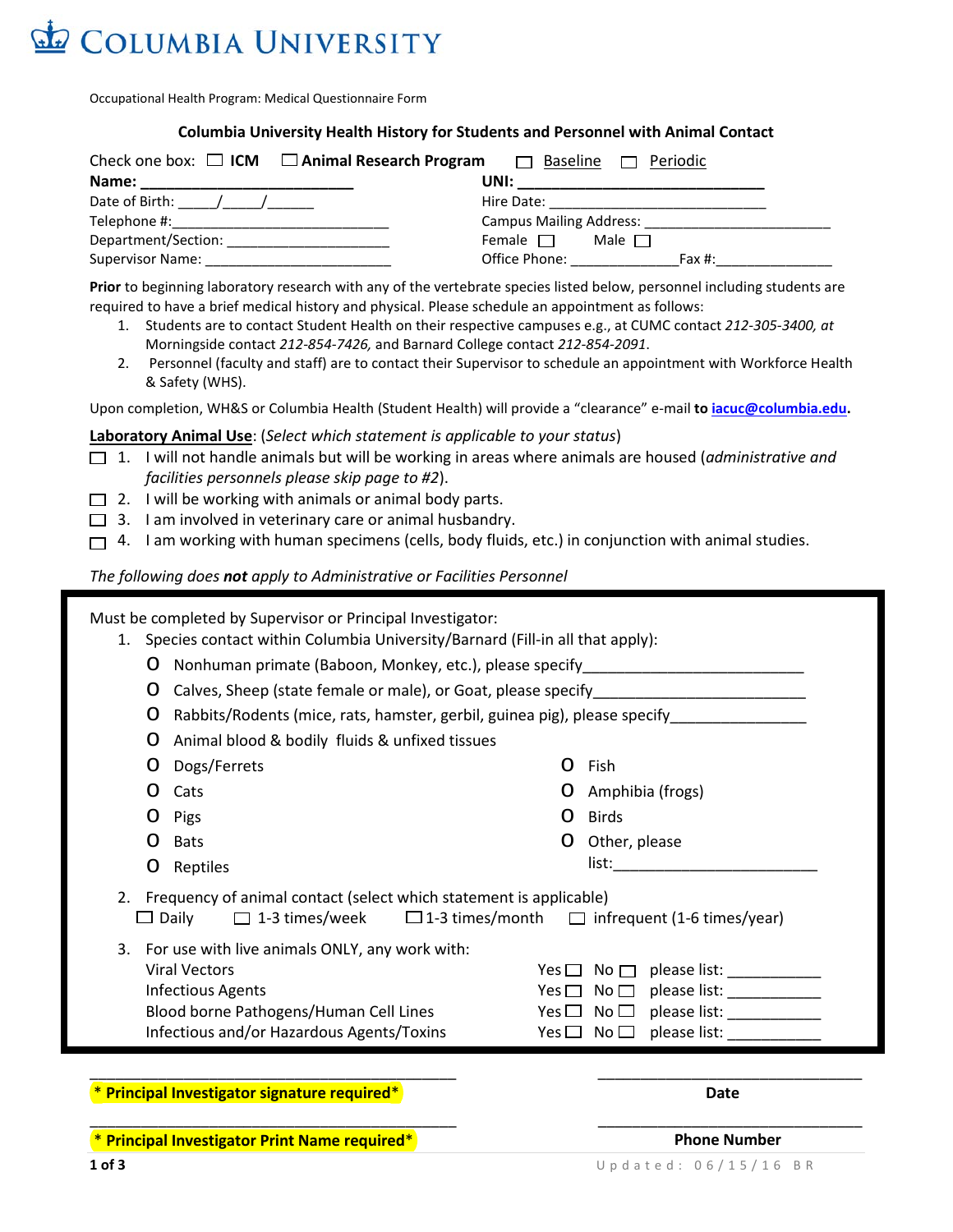# COLUMBIA UNIVERSITY

Occupational Health Program: Medical Questionnaire Form

## Columbia University Health History for Students and Personnel with Animal Contact

Check one box: ☐ **ICM** ☐ **Animal Research Program** ☐ Baseline ☐ Periodic

**Name:** ___________________________ **UNI:** ___________________________

Date of Birth: _____/_____/______ Hire Date: ___________________________

Telephone #: ___________________________ Campus Mailing Address: ________________________

Department/Section: _____________________ Female ☐ Male ☐

Supervisor Name: ________________________ Office Phone: ______________ Fax #: _______________

**Prior** to beginning laboratory research with any of the vertebrate species listed below, personnel including students are required to have a brief medical history and physical. Please schedule an appointment as follows:

1. Students are to contact Student Health on their respective campuses e.g., at CUMC contact *212-305-3400, at* Morningside contact *212-854-7426,* and Barnard College contact *212-854-2091*.
2. Personnel (faculty and staff) are to contact their Supervisor to schedule an appointment with Workforce Health & Safety (WHS).

Upon completion, WH&S or Columbia Health (Student Health) will provide a "clearance" e-mail **to iacuc@columbia.edu.**

**Laboratory Animal Use**: (*Select which statement is applicable to your status*)

☐ 1. I will not handle animals but will be working in areas where animals are housed (*administrative and facilities personnels please skip page to #2*).

☐ 2. I will be working with animals or animal body parts.

☐ 3. I am involved in veterinary care or animal husbandry.

☐ 4. I am working with human specimens (cells, body fluids, etc.) in conjunction with animal studies.

*The following does **not** apply to Administrative or Facilities Personnel*

Must be completed by Supervisor or Principal Investigator:

1. Species contact within Columbia University/Barnard (Fill-in all that apply):
   - O Nonhuman primate (Baboon, Monkey, etc.), please specify__________________________
   - O Calves, Sheep (state female or male), or Goat, please specify__________________________
   - O Rabbits/Rodents (mice, rats, hamster, gerbil, guinea pig), please specify________________
   - O Animal blood & bodily fluids & unfixed tissues
   - O Dogs/Ferrets
   - O Cats
   - O Pigs
   - O Bats
   - O Reptiles
   - O Fish
   - O Amphibia (frogs)
   - O Birds
   - O Other, please list:________________________
2. Frequency of animal contact (select which statement is applicable)
   ☐ Daily ☐ 1-3 times/week ☐ 1-3 times/month ☐ infrequent (1-6 times/year)
3. For use with live animals ONLY, any work with:

| | | | |
|---|---|---|---|
| Viral Vectors | Yes ☐ | No ☐ | please list: ___________ |
| Infectious Agents | Yes ☐ | No ☐ | please list: ___________ |
| Blood borne Pathogens/Human Cell Lines | Yes ☐ | No ☐ | please list: ___________ |
| Infectious and/or Hazardous Agents/Toxins | Yes ☐ | No ☐ | please list: ___________ |

_____________________________________________ _________________________________

**\* Principal Investigator signature required\*** **Date**

_____________________________________________ _________________________________

**\* Principal Investigator Print Name required\*** **Phone Number**

Updated: 06/15/16 BR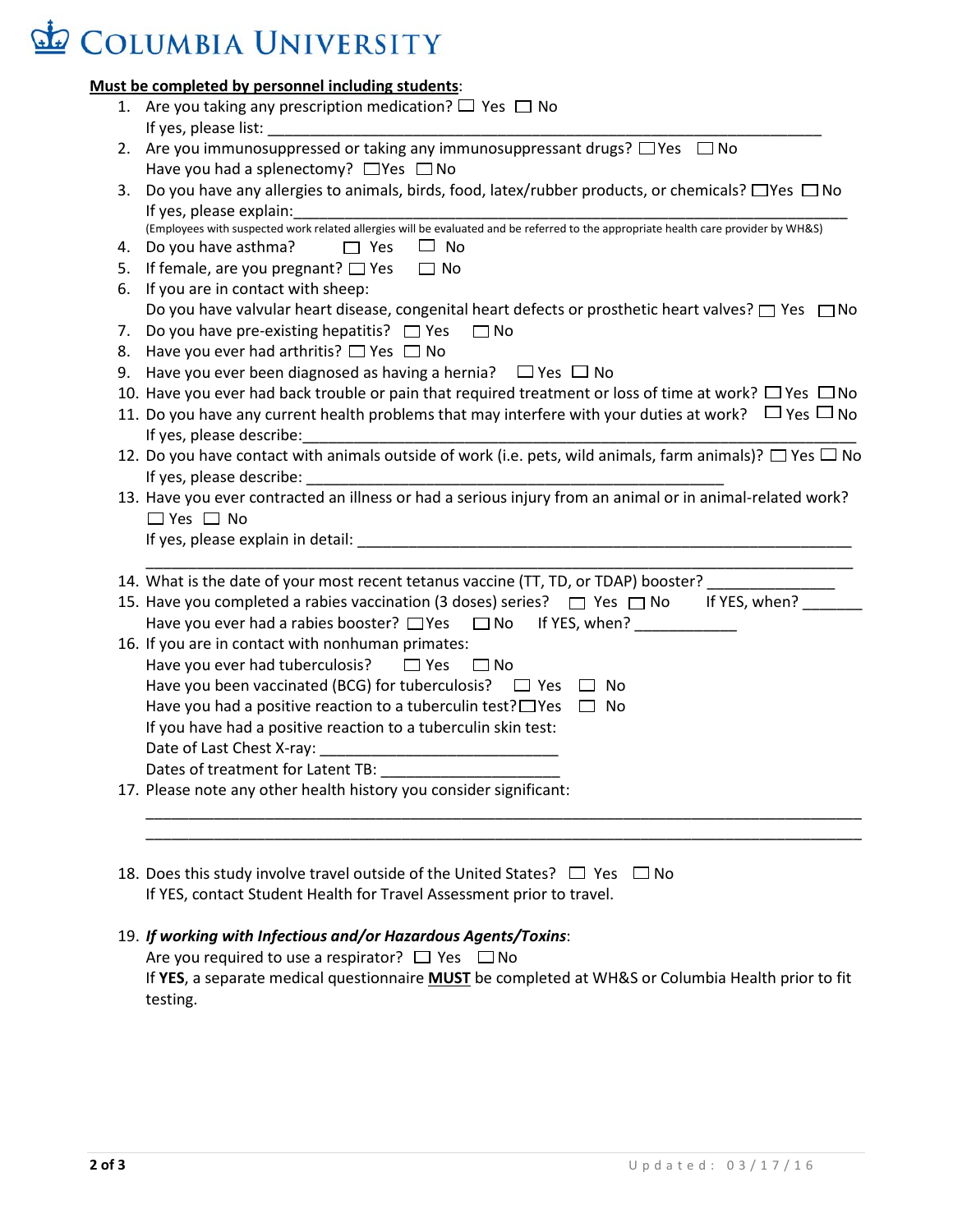# COLUMBIA UNIVERSITY

**Must be completed by personnel including students**:

1. Are you taking any prescription medication? ☐ Yes ☐ No
   If yes, please list: ____________________________________________________________
2. Are you immunosuppressed or taking any immunosuppressant drugs? ☐ Yes ☐ No
   Have you had a splenectomy? ☐ Yes ☐ No
3. Do you have any allergies to animals, birds, food, latex/rubber products, or chemicals? ☐ Yes ☐ No
   If yes, please explain: ____________________________________________________________
   (Employees with suspected work related allergies will be evaluated and be referred to the appropriate health care provider by WH&S)
4. Do you have asthma? ☐ Yes ☐ No
5. If female, are you pregnant? ☐ Yes ☐ No
6. If you are in contact with sheep:
   Do you have valvular heart disease, congenital heart defects or prosthetic heart valves? ☐ Yes ☐ No
7. Do you have pre-existing hepatitis? ☐ Yes ☐ No
8. Have you ever had arthritis? ☐ Yes ☐ No
9. Have you ever been diagnosed as having a hernia? ☐ Yes ☐ No
10. Have you ever had back trouble or pain that required treatment or loss of time at work? ☐ Yes ☐ No
11. Do you have any current health problems that may interfere with your duties at work? ☐ Yes ☐ No
    If yes, please describe: ____________________________________________________________
12. Do you have contact with animals outside of work (i.e. pets, wild animals, farm animals)? ☐ Yes ☐ No
    If yes, please describe: ______________________________________________
13. Have you ever contracted an illness or had a serious injury from an animal or in animal-related work?
    ☐ Yes ☐ No
    If yes, please explain in detail: ______________________________________________________
    ____________________________________________________________________________
14. What is the date of your most recent tetanus vaccine (TT, TD, or TDAP) booster? ______________
15. Have you completed a rabies vaccination (3 doses) series? ☐ Yes ☐ No If YES, when? _______
    Have you ever had a rabies booster? ☐ Yes ☐ No If YES, when? ____________
16. If you are in contact with nonhuman primates:
    Have you ever had tuberculosis? ☐ Yes ☐ No
    Have you been vaccinated (BCG) for tuberculosis? ☐ Yes ☐ No
    Have you had a positive reaction to a tuberculin test? ☐ Yes ☐ No
    If you have had a positive reaction to a tuberculin skin test:
    Date of Last Chest X-ray: ____________________________
    Dates of treatment for Latent TB: _____________________
17. Please note any other health history you consider significant:
    ____________________________________________________________________________
    ____________________________________________________________________________
18. Does this study involve travel outside of the United States? ☐ Yes ☐ No
    If YES, contact Student Health for Travel Assessment prior to travel.
19. ***If working with Infectious and/or Hazardous Agents/Toxins***:
    Are you required to use a respirator? ☐ Yes ☐ No
    If **YES**, a separate medical questionnaire **MUST** be completed at WH&S or Columbia Health prior to fit testing.

Updated: 03/17/16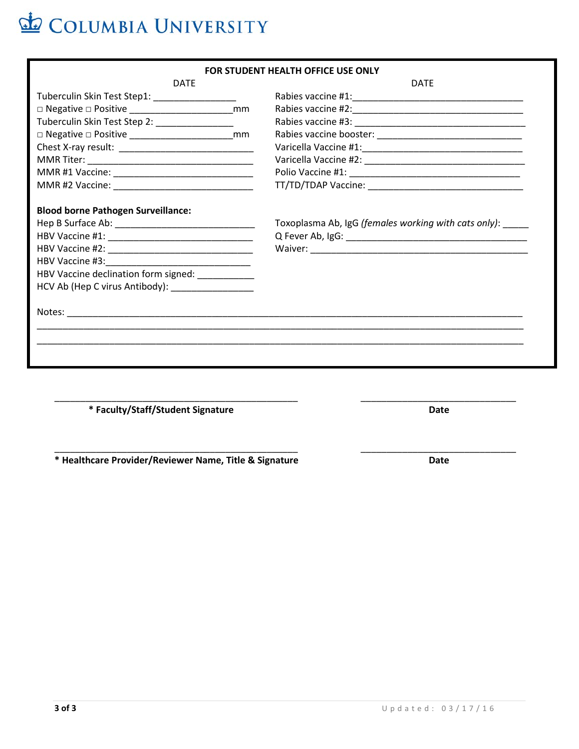**COLUMBIA UNIVERSITY**

**FOR STUDENT HEALTH OFFICE USE ONLY**

DATE

Tuberculin Skin Test Step1: ________________

□ Negative □ Positive ____________________mm

Tuberculin Skin Test Step 2: _______________

□ Negative □ Positive ____________________mm

Chest X-ray result: __________________________

MMR Titer: ________________________________

MMR #1 Vaccine: ___________________________

MMR #2 Vaccine: ___________________________

**Blood borne Pathogen Surveillance:**

Hep B Surface Ab: ___________________________

HBV Vaccine #1: ____________________________

HBV Vaccine #2: ____________________________

HBV Vaccine #3:____________________________

HBV Vaccine declination form signed: ___________

HCV Ab (Hep C virus Antibody): ________________

DATE

Rabies vaccine #1:_________________________________

Rabies vaccine #2:_________________________________

Rabies vaccine #3: _________________________________

Rabies vaccine booster: ___________________________

Varicella Vaccine #1:_______________________________

Varicella Vaccine #2: _______________________________

Polio Vaccine #1: _________________________________

TT/TD/TDAP Vaccine: ______________________________

Toxoplasma Ab, IgG *(females working with cats only)*: _____

Q Fever Ab, IgG: __________________________________

Waiver: __________________________________________

Notes: ___________________________________________________________________________________

_________________________________________________________________________________________

_________________________________________________________________________________________

_______________________________________________ ______________________________

**\* Faculty/Staff/Student Signature** **Date**

_______________________________________________ ______________________________

**\* Healthcare Provider/Reviewer Name, Title & Signature** **Date**

Updated: 03/17/16